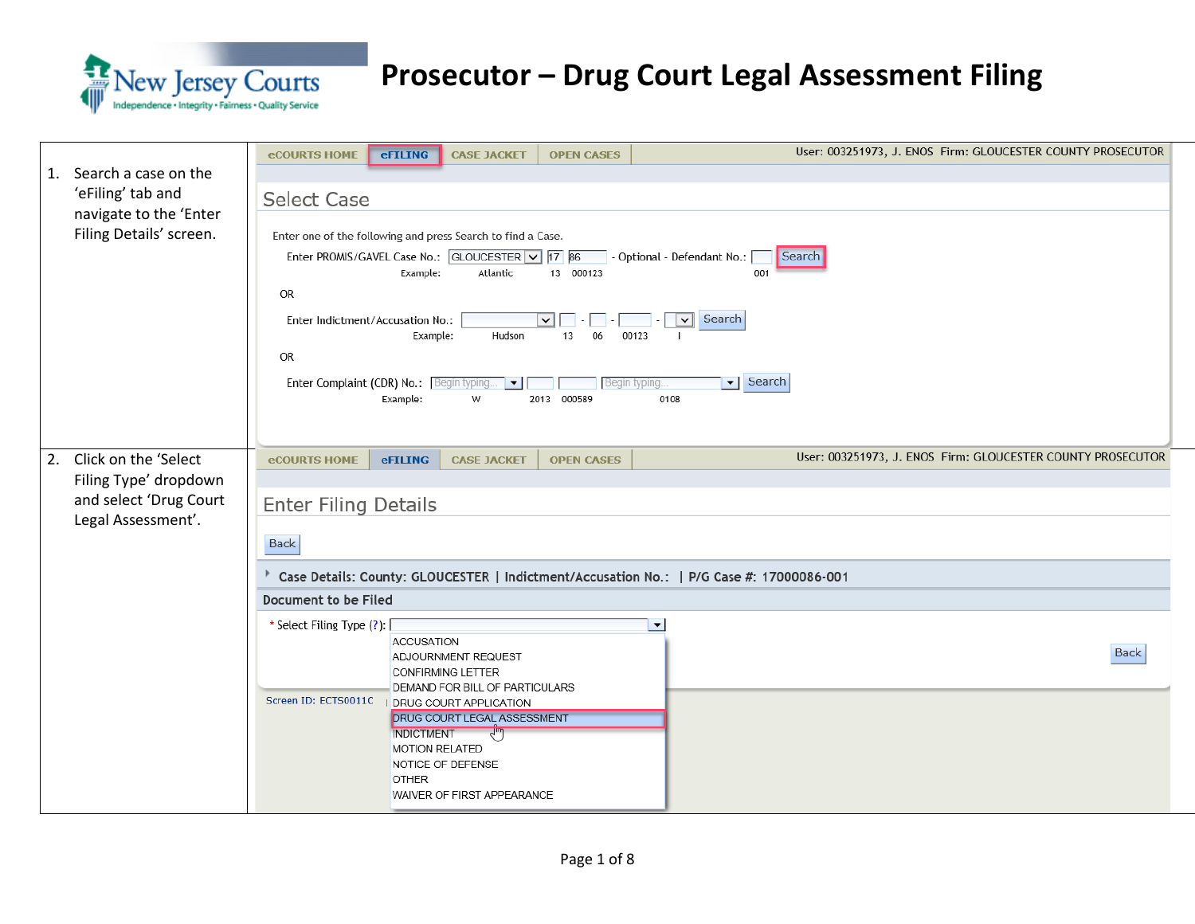# Prosecutor – Drug Court Legal Assessment Filing

| | |
|---|---|
| 1. Search a case on the 'eFiling' tab and navigate to the 'Enter Filing Details' screen. | eCOURTS HOME \| eFILING \| CASE JACKET \| OPEN CASES — User: 003251973, J. ENOS Firm: GLOUCESTER COUNTY PROSECUTOR<br><br>**Select Case**<br><br>Enter one of the following and press Search to find a Case.<br><br>Enter PROMIS/GAVEL Case No.: GLOUCESTER 17 86 - Optional - Defendant No.: [Search]<br>Example: Atlantic 13 000123 001<br><br>OR<br><br>Enter Indictment/Accusation No.: - - - [Search]<br>Example: Hudson 13 06 00123 I<br><br>OR<br><br>Enter Complaint (CDR) No.: Begin typing... Begin typing... [Search]<br>Example: W 2013 000589 0108 |
| 2. Click on the 'Select Filing Type' dropdown and select 'Drug Court Legal Assessment'. | eCOURTS HOME \| eFILING \| CASE JACKET \| OPEN CASES — User: 003251973, J. ENOS Firm: GLOUCESTER COUNTY PROSECUTOR<br><br>**Enter Filing Details**<br><br>[Back]<br><br>Case Details: County: GLOUCESTER \| Indictment/Accusation No.: \| P/G Case #: 17000086-001<br><br>Document to be Filed<br><br>* Select Filing Type (?):<br>ACCUSATION<br>ADJOURNMENT REQUEST<br>CONFIRMING LETTER<br>DEMAND FOR BILL OF PARTICULARS<br>DRUG COURT APPLICATION<br>DRUG COURT LEGAL ASSESSMENT<br>INDICTMENT<br>MOTION RELATED<br>NOTICE OF DEFENSE<br>OTHER<br>WAIVER OF FIRST APPEARANCE<br><br>[Back]<br><br>Screen ID: ECTS0011C |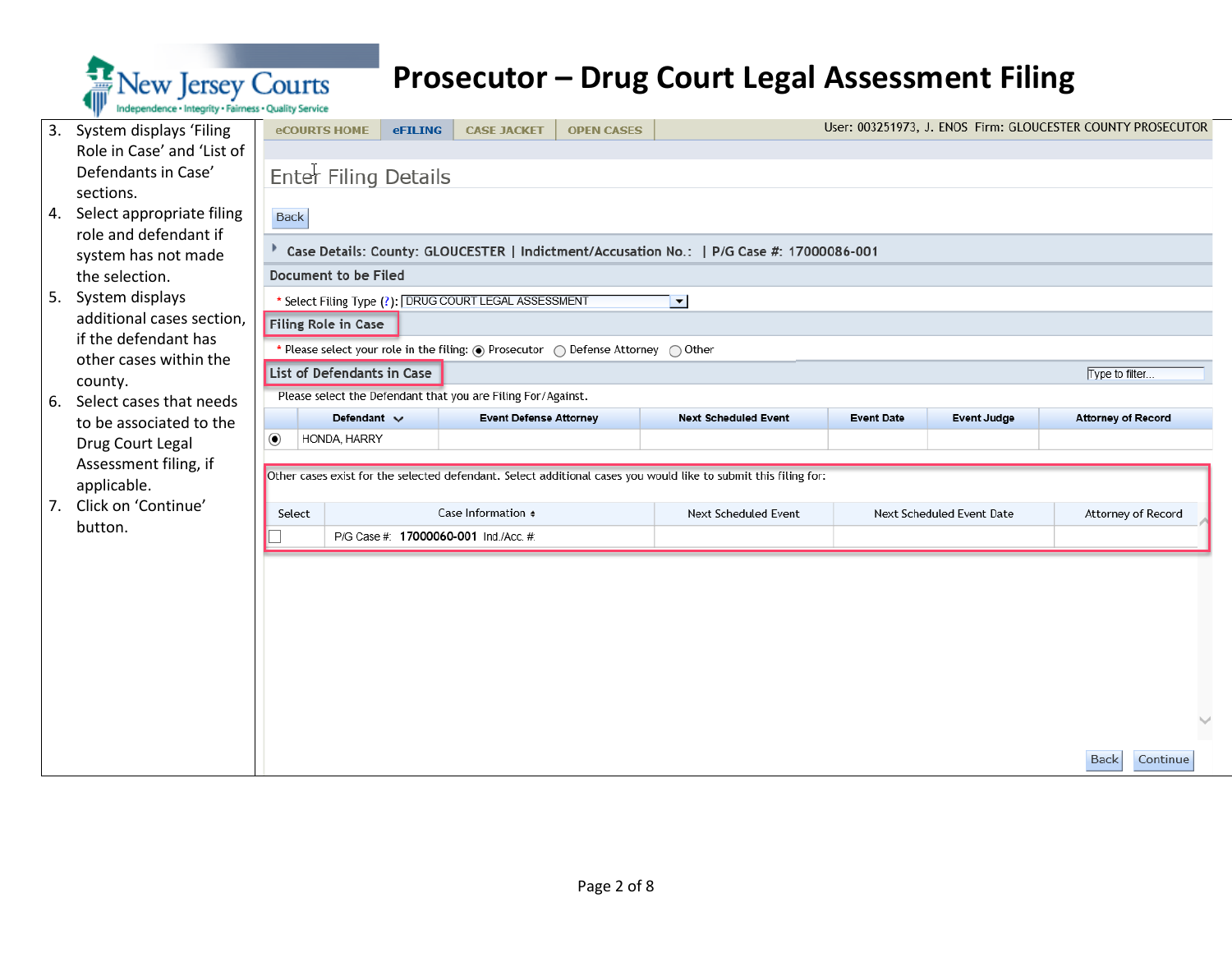# Prosecutor – Drug Court Legal Assessment Filing

3. System displays 'Filing Role in Case' and 'List of Defendants in Case' sections.
4. Select appropriate filing role and defendant if system has not made the selection.
5. System displays additional cases section, if the defendant has other cases within the county.
6. Select cases that needs to be associated to the Drug Court Legal Assessment filing, if applicable.
7. Click on 'Continue' button.

eCOURTS HOME | eFILING | CASE JACKET | OPEN CASES

User: 003251973, J. ENOS Firm: GLOUCESTER COUNTY PROSECUTOR

Enter Filing Details

Back

Case Details: County: GLOUCESTER | Indictment/Accusation No.: | P/G Case #: 17000086-001

**Document to be Filed**

\* Select Filing Type (?): DRUG COURT LEGAL ASSESSMENT

**Filing Role in Case**

\* Please select your role in the filing: (●) Prosecutor ( ) Defense Attorney ( ) Other

**List of Defendants in Case**

Type to filter...

Please select the Defendant that you are Filing For/Against.

| | Defendant | Event Defense Attorney | Next Scheduled Event | Event Date | Event Judge | Attorney of Record |
|---|---|---|---|---|---|---|
| (●) | HONDA, HARRY | | | | | |

Other cases exist for the selected defendant. Select additional cases you would like to submit this filing for:

| Select | Case Information | Next Scheduled Event | Next Scheduled Event Date | Attorney of Record |
|---|---|---|---|---|
| ☐ | P/G Case #: 17000060-001 Ind./Acc. #: | | | |

Back | Continue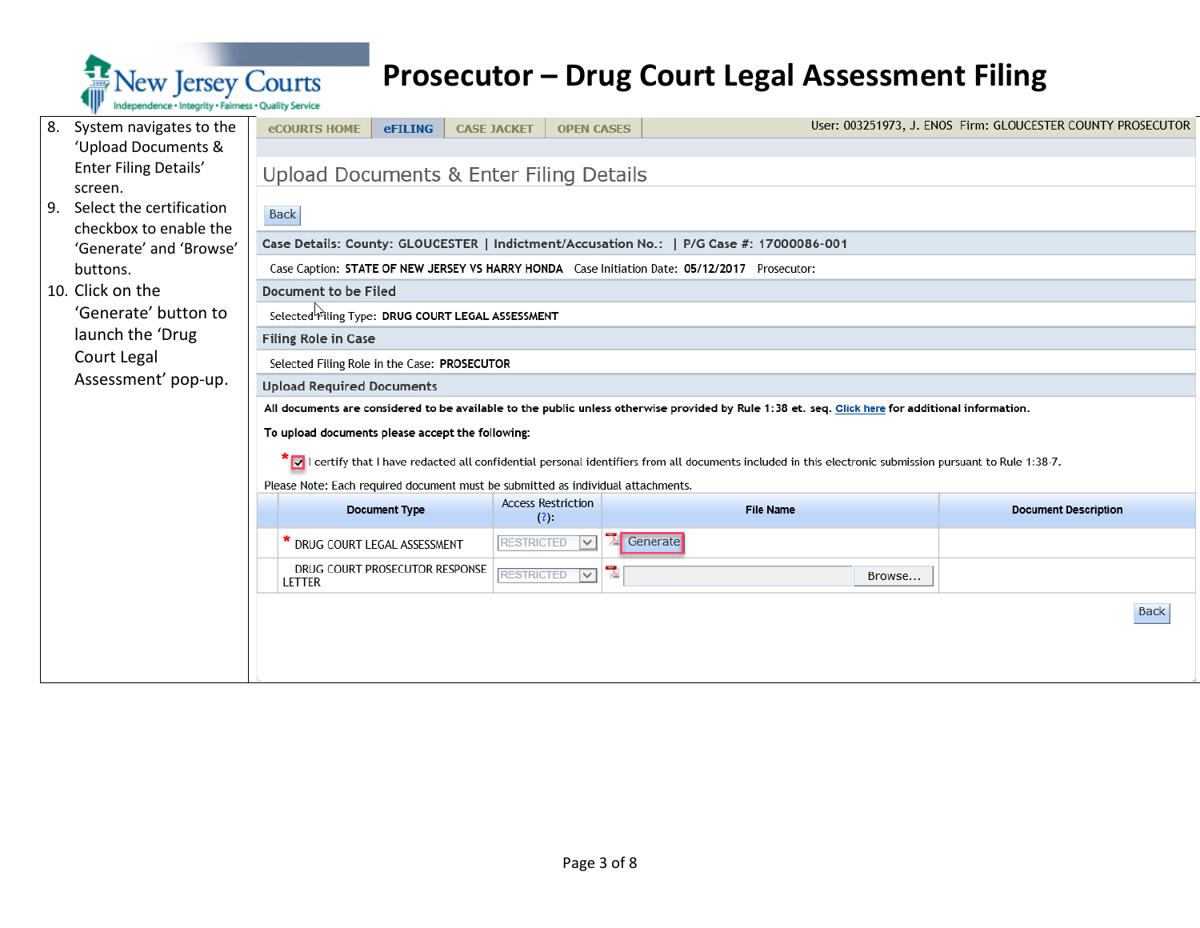# Prosecutor – Drug Court Legal Assessment Filing

8. System navigates to the 'Upload Documents & Enter Filing Details' screen.
9. Select the certification checkbox to enable the 'Generate' and 'Browse' buttons.
10. Click on the 'Generate' button to launch the 'Drug Court Legal Assessment' pop-up.

eCOURTS HOME | eFILING | CASE JACKET | OPEN CASES

User: 003251973, J. ENOS Firm: GLOUCESTER COUNTY PROSECUTOR

## Upload Documents & Enter Filing Details

Back

**Case Details: County: GLOUCESTER | Indictment/Accusation No.: | P/G Case #: 17000086-001**

Case Caption: **STATE OF NEW JERSEY VS HARRY HONDA** Case Initiation Date: **05/12/2017** Prosecutor:

**Document to be Filed**

Selected Filing Type: **DRUG COURT LEGAL ASSESSMENT**

**Filing Role in Case**

Selected Filing Role in the Case: **PROSECUTOR**

**Upload Required Documents**

**All documents are considered to be available to the public unless otherwise provided by Rule 1:38 et. seq. Click here for additional information.**

**To upload documents please accept the following:**

* [x] I certify that I have redacted all confidential personal identifiers from all documents included in this electronic submission pursuant to Rule 1:38-7.

Please Note: Each required document must be submitted as individual attachments.

| Document Type | Access Restriction (?): | File Name | Document Description |
|---|---|---|---|
| * DRUG COURT LEGAL ASSESSMENT | RESTRICTED | Generate | |
| DRUG COURT PROSECUTOR RESPONSE LETTER | RESTRICTED | Browse... | |

Back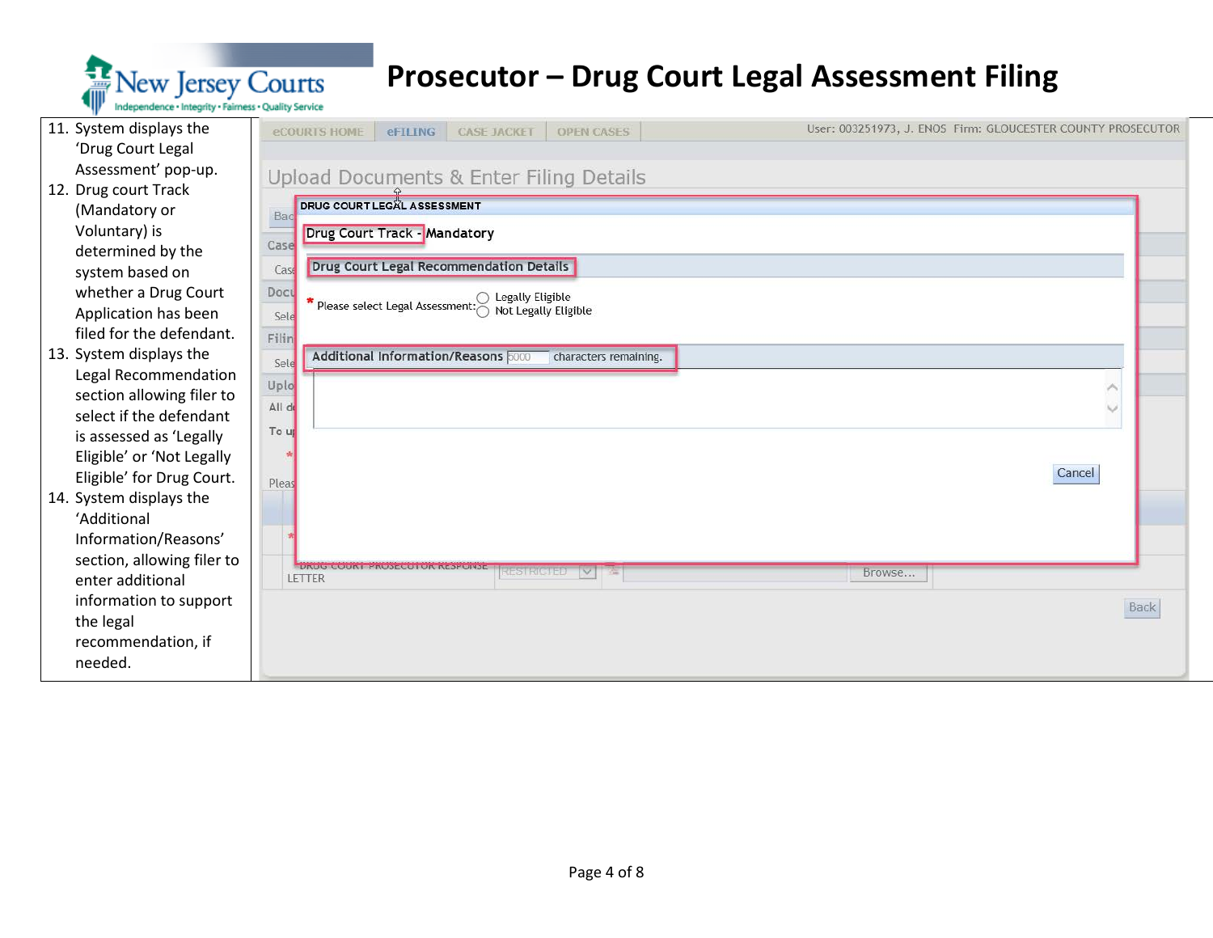# Prosecutor – Drug Court Legal Assessment Filing

11. System displays the 'Drug Court Legal Assessment' pop-up.
12. Drug court Track (Mandatory or Voluntary) is determined by the system based on whether a Drug Court Application has been filed for the defendant.
13. System displays the Legal Recommendation section allowing filer to select if the defendant is assessed as 'Legally Eligible' or 'Not Legally Eligible' for Drug Court.
14. System displays the 'Additional Information/Reasons' section, allowing filer to enter additional information to support the legal recommendation, if needed.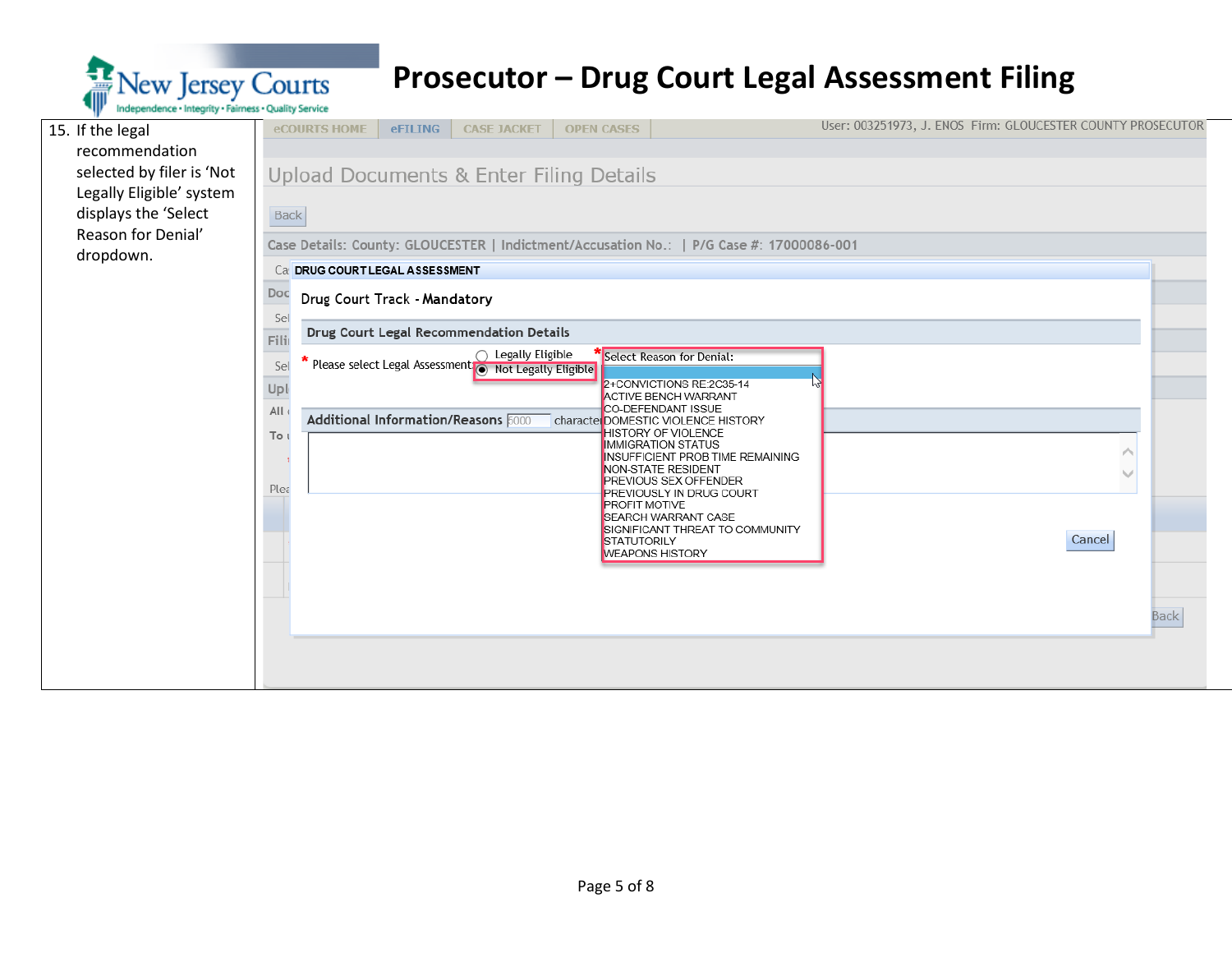# Prosecutor – Drug Court Legal Assessment Filing

| | |
|---|---|
| 15. If the legal recommendation selected by filer is 'Not Legally Eligible' system displays the 'Select Reason for Denial' dropdown. | eCOURTS HOME · eFILING · CASE JACKET · OPEN CASES — User: 003251973, J. ENOS Firm: GLOUCESTER COUNTY PROSECUTOR<br><br>Upload Documents & Enter Filing Details<br><br>Back<br><br>Case Details: County: GLOUCESTER \| Indictment/Accusation No.: \| P/G Case #: 17000086-001<br><br>**DRUG COURT LEGAL ASSESSMENT**<br><br>Drug Court Track - **Mandatory**<br><br>**Drug Court Legal Recommendation Details**<br><br>* Please select Legal Assessment: ○ Legally Eligible ◉ Not Legally Eligible<br><br>* Select Reason for Denial:<br>2+CONVICTIONS RE:2C35-14<br>ACTIVE BENCH WARRANT<br>CO-DEFENDANT ISSUE<br>DOMESTIC VIOLENCE HISTORY<br>HISTORY OF VIOLENCE<br>IMMIGRATION STATUS<br>INSUFFICIENT PROB TIME REMAINING<br>NON-STATE RESIDENT<br>PREVIOUS SEX OFFENDER<br>PREVIOUSLY IN DRUG COURT<br>PROFIT MOTIVE<br>SEARCH WARRANT CASE<br>SIGNIFICANT THREAT TO COMMUNITY<br>STATUTORILY<br>WEAPONS HISTORY<br><br>**Additional Information/Reasons** 5000 characters<br><br>Cancel<br><br>Back |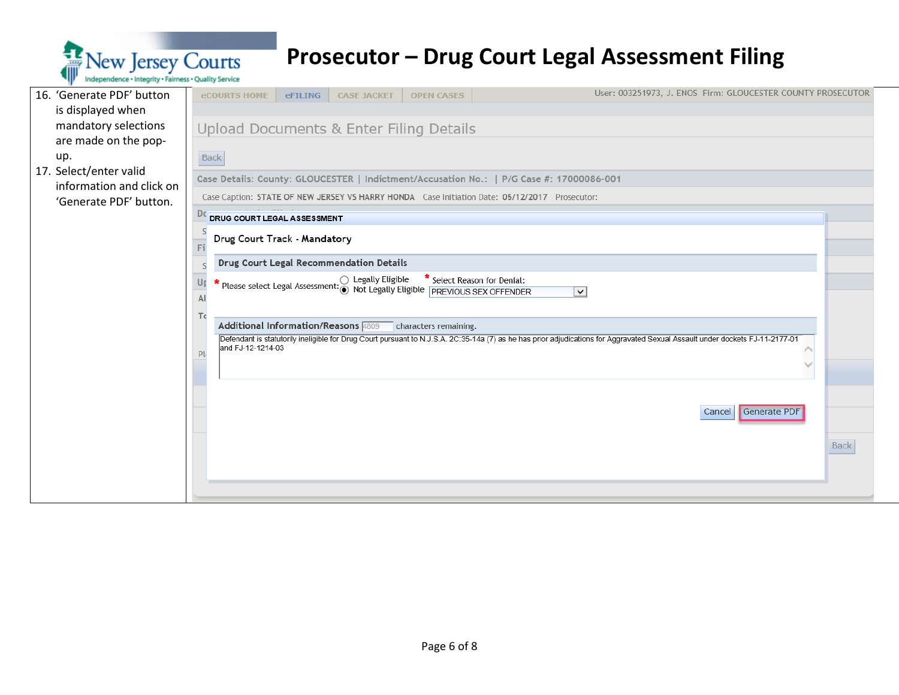# Prosecutor – Drug Court Legal Assessment Filing

16. 'Generate PDF' button is displayed when mandatory selections are made on the pop-up.
17. Select/enter valid information and click on 'Generate PDF' button.

eCOURTS HOME | eFILING | CASE JACKET | OPEN CASES

User: 003251973, J. ENOS Firm: GLOUCESTER COUNTY PROSECUTOR

Upload Documents & Enter Filing Details

Back

Case Details: County: GLOUCESTER | Indictment/Accusation No.: | P/G Case #: 17000086-001

Case Caption: STATE OF NEW JERSEY VS HARRY HONDA Case Initiation Date: 05/12/2017 Prosecutor:

DRUG COURT LEGAL ASSESSMENT

Drug Court Track - Mandatory

**Drug Court Legal Recommendation Details**

\* Please select Legal Assessment: ○ Legally Eligible ◉ Not Legally Eligible

\* Select Reason for Denial: PREVIOUS SEX OFFENDER

**Additional Information/Reasons** 4809 characters remaining.

Defendant is statutorily ineligible for Drug Court pursuant to N.J.S.A. 2C:35-14a (7) as he has prior adjudications for Aggravated Sexual Assault under dockets FJ-11-2177-01 and FJ-12-1214-03

Cancel | Generate PDF

Back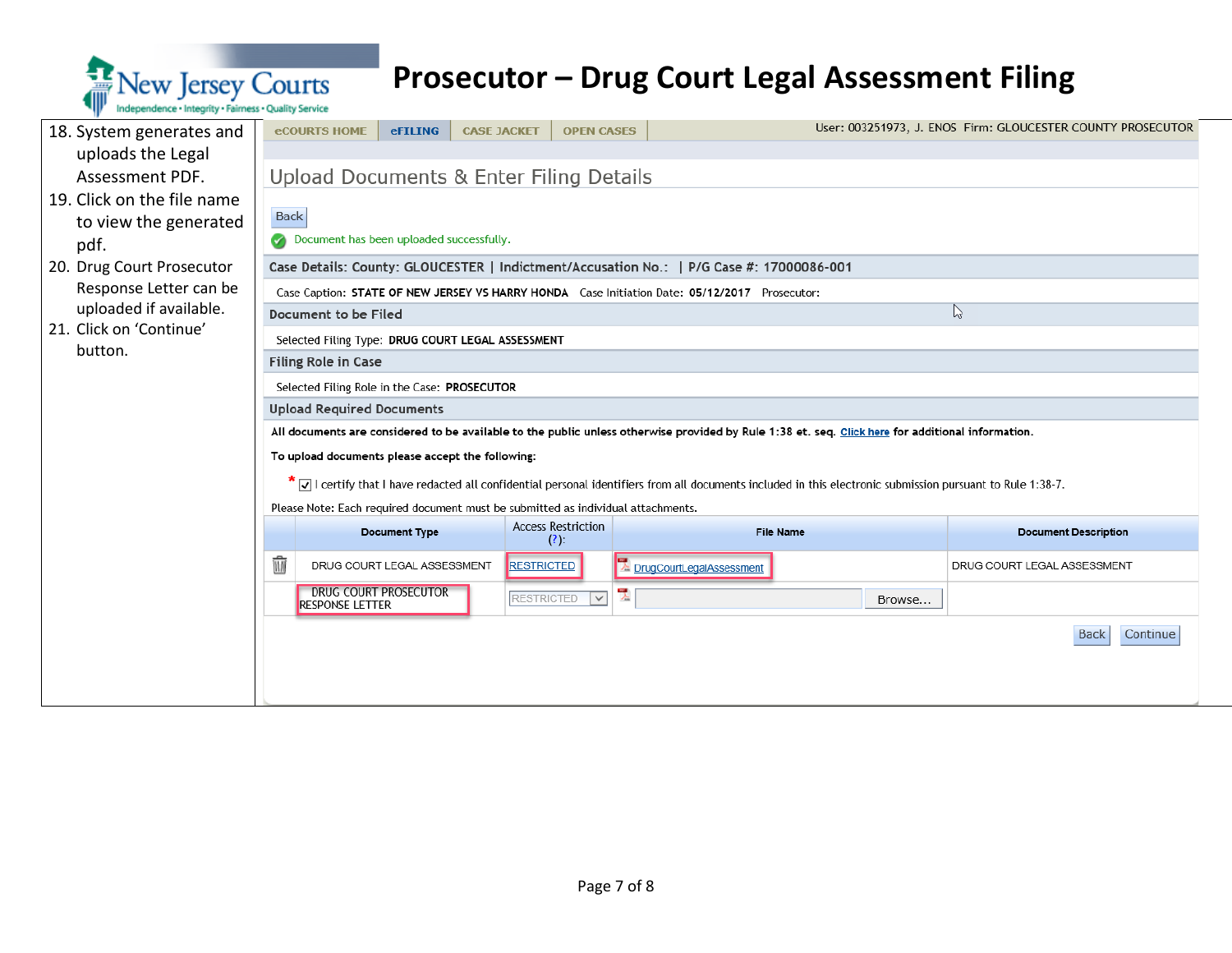# Prosecutor – Drug Court Legal Assessment Filing

18. System generates and uploads the Legal Assessment PDF.
19. Click on the file name to view the generated pdf.
20. Drug Court Prosecutor Response Letter can be uploaded if available.
21. Click on 'Continue' button.

eCOURTS HOME | eFILING | CASE JACKET | OPEN CASES

User: 003251973, J. ENOS Firm: GLOUCESTER COUNTY PROSECUTOR

## Upload Documents & Enter Filing Details

Back

Document has been uploaded successfully.

**Case Details: County: GLOUCESTER | Indictment/Accusation No.: | P/G Case #: 17000086-001**

Case Caption: **STATE OF NEW JERSEY VS HARRY HONDA** Case Initiation Date: **05/12/2017** Prosecutor:

**Document to be Filed**

Selected Filing Type: **DRUG COURT LEGAL ASSESSMENT**

**Filing Role in Case**

Selected Filing Role in the Case: **PROSECUTOR**

**Upload Required Documents**

All documents are considered to be available to the public unless otherwise provided by Rule 1:38 et. seq. Click here for additional information.

To upload documents please accept the following:

\* ☑ I certify that I have redacted all confidential personal identifiers from all documents included in this electronic submission pursuant to Rule 1:38-7.

Please Note: Each required document must be submitted as individual attachments.

| | Document Type | Access Restriction (?): | File Name | Document Description |
|---|---|---|---|---|
| 🗑 | DRUG COURT LEGAL ASSESSMENT | RESTRICTED | DrugCourtLegalAssessment | DRUG COURT LEGAL ASSESSMENT |
| | DRUG COURT PROSECUTOR RESPONSE LETTER | RESTRICTED | Browse... | |

Back Continue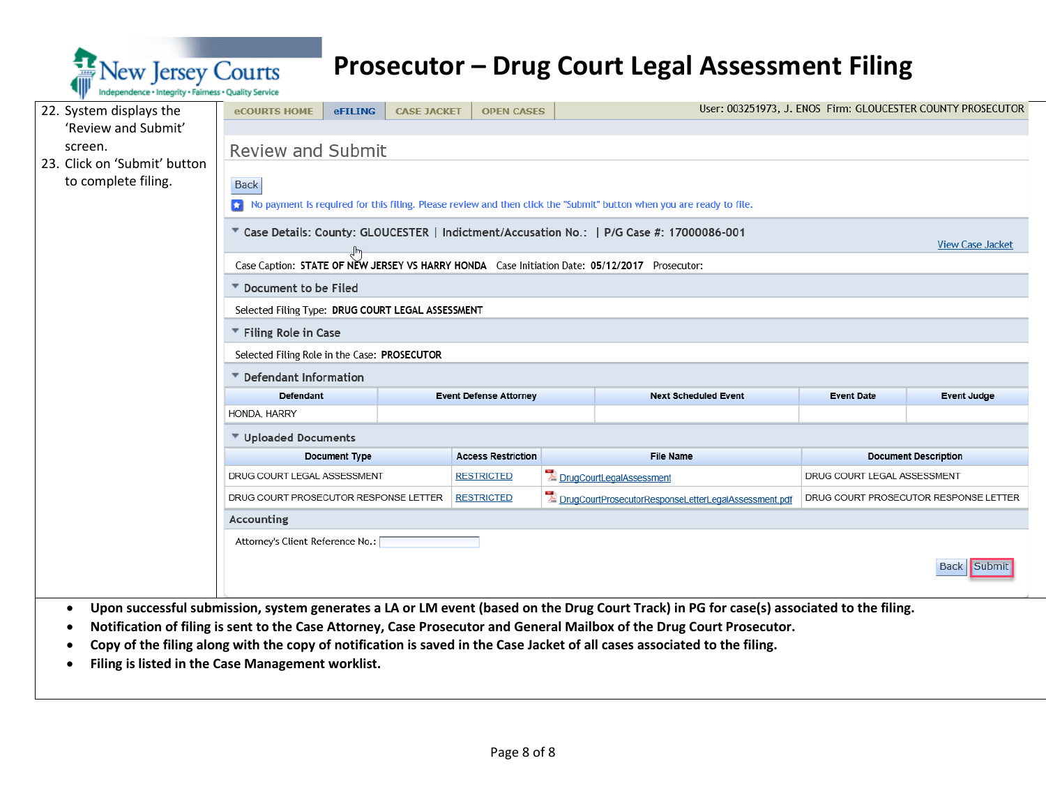# Prosecutor – Drug Court Legal Assessment Filing

22. System displays the 'Review and Submit' screen.
23. Click on 'Submit' button to complete filing.

eCOURTS HOME | eFILING | CASE JACKET | OPEN CASES

User: 003251973, J. ENOS Firm: GLOUCESTER COUNTY PROSECUTOR

## Review and Submit

Back

No payment is required for this filing. Please review and then click the "Submit" button when you are ready to file.

**Case Details: County: GLOUCESTER | Indictment/Accusation No.: | P/G Case #: 17000086-001**

View Case Jacket

Case Caption: **STATE OF NEW JERSEY VS HARRY HONDA** Case Initiation Date: **05/12/2017** Prosecutor:

**Document to be Filed**

Selected Filing Type: **DRUG COURT LEGAL ASSESSMENT**

**Filing Role in Case**

Selected Filing Role in the Case: **PROSECUTOR**

**Defendant Information**

| Defendant | Event Defense Attorney | Next Scheduled Event | Event Date | Event Judge |
|---|---|---|---|---|
| HONDA, HARRY | | | | |

**Uploaded Documents**

| Document Type | Access Restriction | File Name | Document Description |
|---|---|---|---|
| DRUG COURT LEGAL ASSESSMENT | RESTRICTED | DrugCourtLegalAssessment | DRUG COURT LEGAL ASSESSMENT |
| DRUG COURT PROSECUTOR RESPONSE LETTER | RESTRICTED | DrugCourtProsecutorResponseLetterLegalAssessment.pdf | DRUG COURT PROSECUTOR RESPONSE LETTER |

**Accounting**

Attorney's Client Reference No.:

Back Submit

- **Upon successful submission, system generates a LA or LM event (based on the Drug Court Track) in PG for case(s) associated to the filing.**
- **Notification of filing is sent to the Case Attorney, Case Prosecutor and General Mailbox of the Drug Court Prosecutor.**
- **Copy of the filing along with the copy of notification is saved in the Case Jacket of all cases associated to the filing.**
- **Filing is listed in the Case Management worklist.**